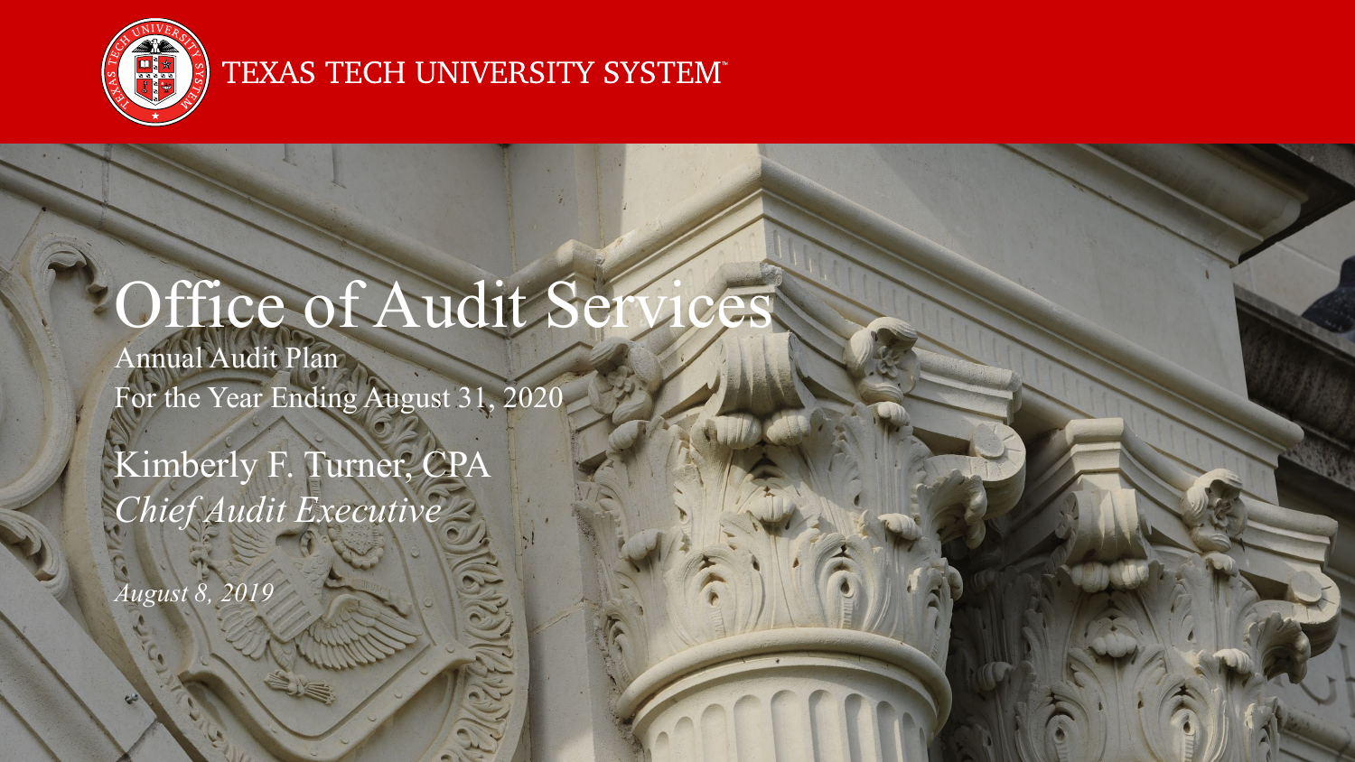TEXAS TECH UNIVERSITY SYSTEM™

# Office of Audit Services

Annual Audit Plan

For the Year Ending August 31, 2020

Kimberly F. Turner, CPA

*Chief Audit Executive*

*August 8, 2019*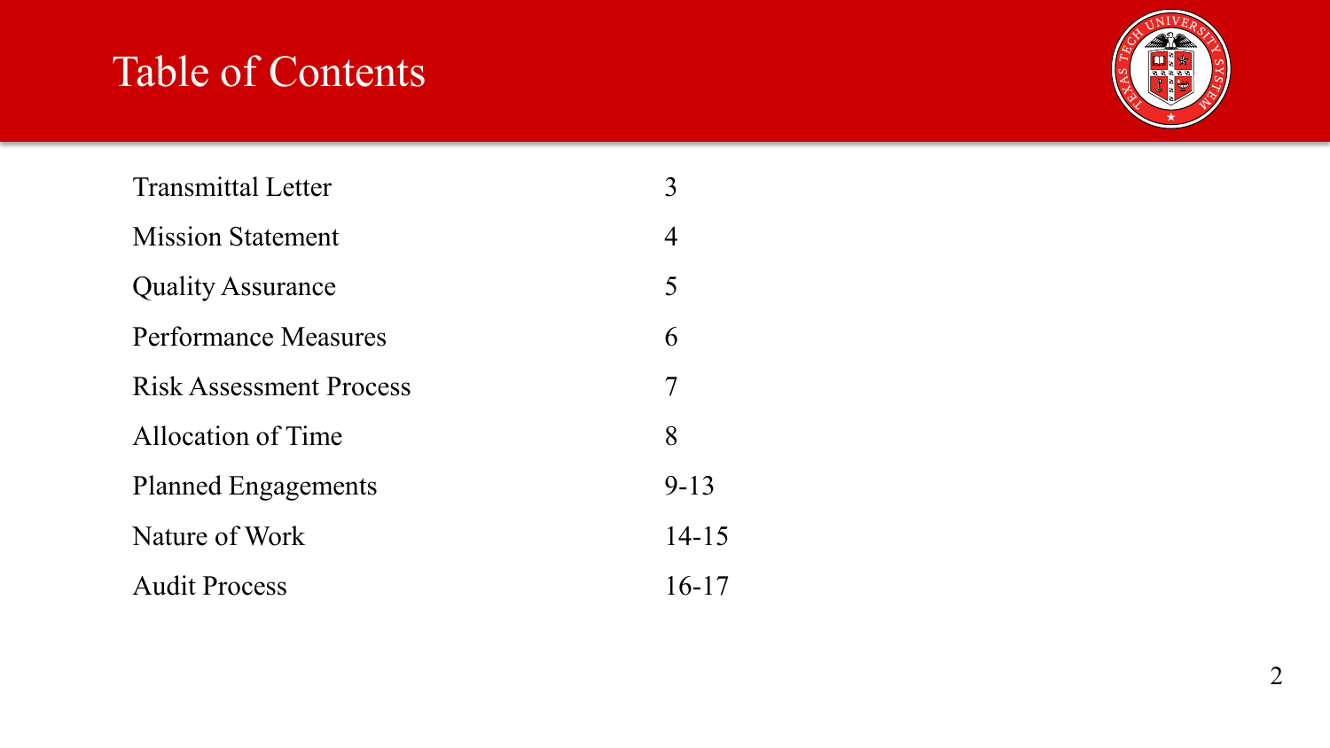# Table of Contents

| | |
|---|---|
| Transmittal Letter | 3 |
| Mission Statement | 4 |
| Quality Assurance | 5 |
| Performance Measures | 6 |
| Risk Assessment Process | 7 |
| Allocation of Time | 8 |
| Planned Engagements | 9-13 |
| Nature of Work | 14-15 |
| Audit Process | 16-17 |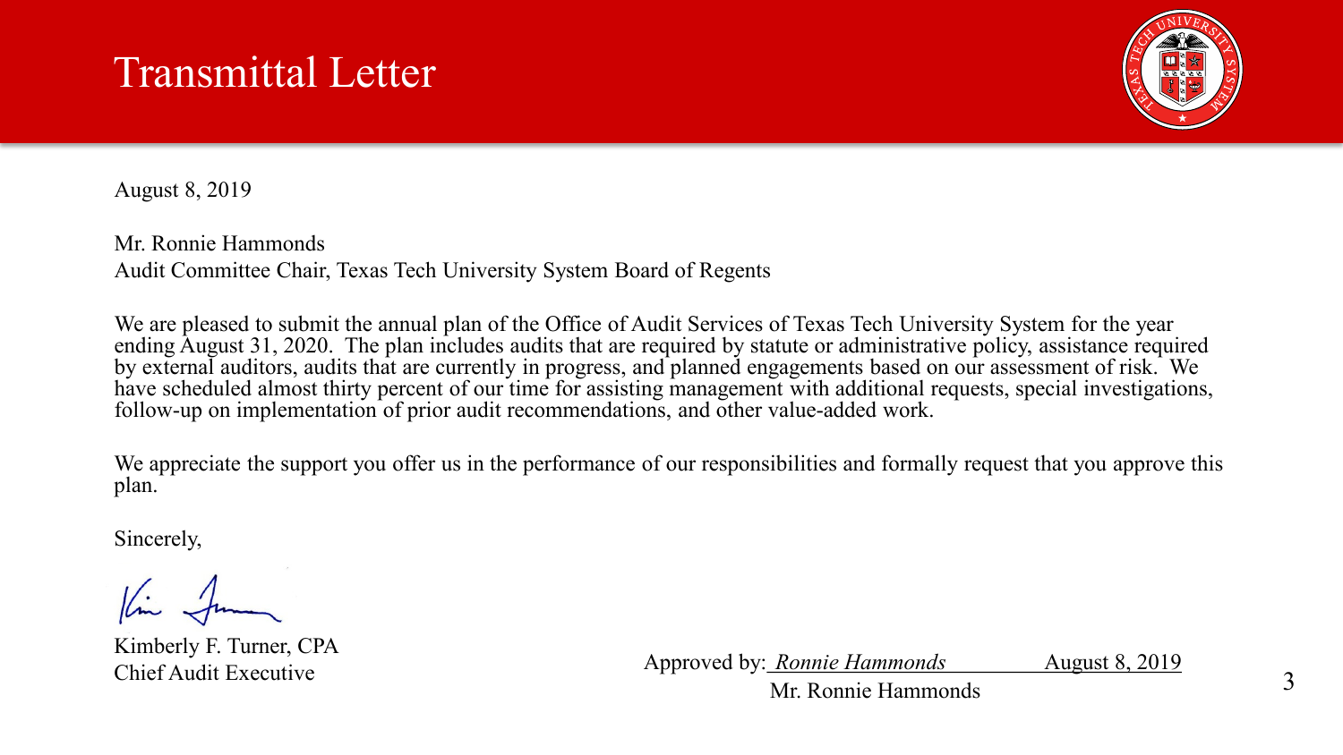# Transmittal Letter

August 8, 2019

Mr. Ronnie Hammonds
Audit Committee Chair, Texas Tech University System Board of Regents

We are pleased to submit the annual plan of the Office of Audit Services of Texas Tech University System for the year ending August 31, 2020. The plan includes audits that are required by statute or administrative policy, assistance required by external auditors, audits that are currently in progress, and planned engagements based on our assessment of risk. We have scheduled almost thirty percent of our time for assisting management with additional requests, special investigations, follow-up on implementation of prior audit recommendations, and other value-added work.

We appreciate the support you offer us in the performance of our responsibilities and formally request that you approve this plan.

Sincerely,

Kimberly F. Turner, CPA
Chief Audit Executive

Approved by: *Ronnie Hammonds* August 8, 2019
Mr. Ronnie Hammonds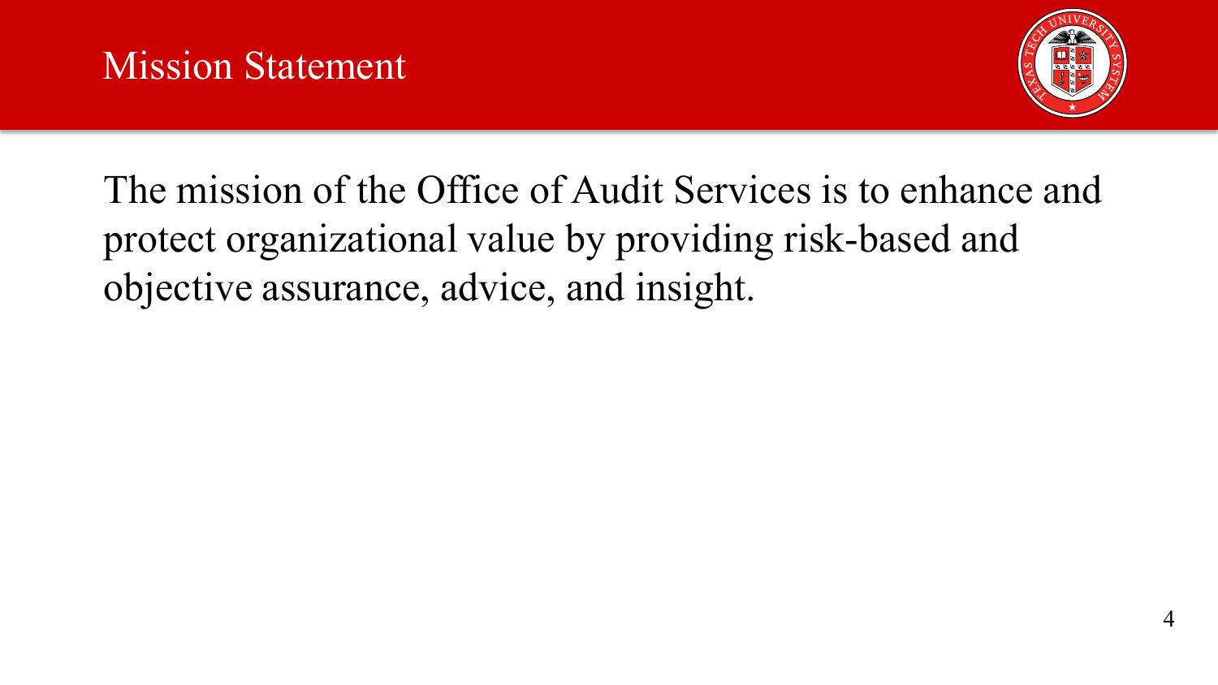# Mission Statement

The mission of the Office of Audit Services is to enhance and protect organizational value by providing risk-based and objective assurance, advice, and insight.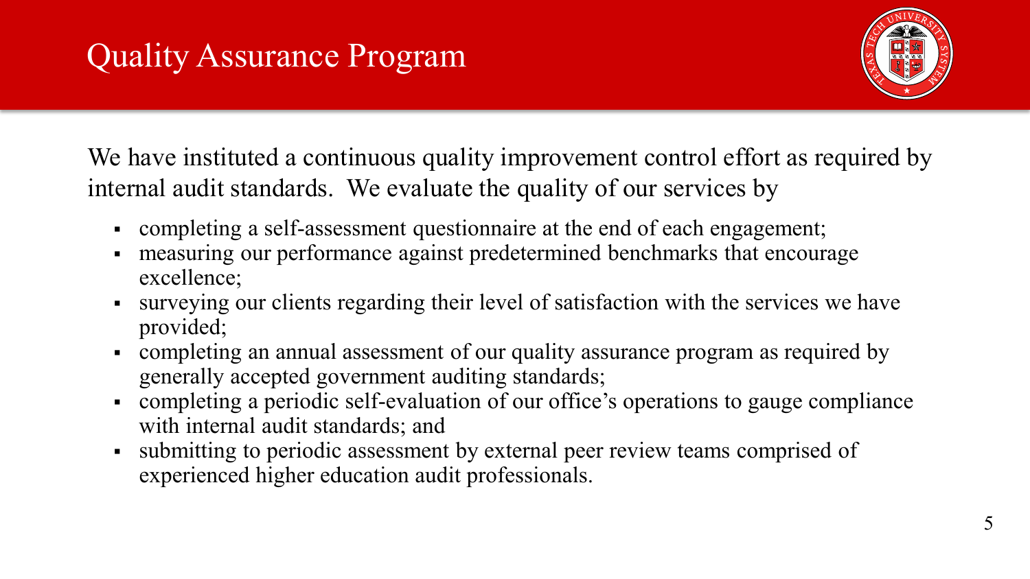# Quality Assurance Program

We have instituted a continuous quality improvement control effort as required by internal audit standards. We evaluate the quality of our services by

- completing a self-assessment questionnaire at the end of each engagement;
- measuring our performance against predetermined benchmarks that encourage excellence;
- surveying our clients regarding their level of satisfaction with the services we have provided;
- completing an annual assessment of our quality assurance program as required by generally accepted government auditing standards;
- completing a periodic self-evaluation of our office's operations to gauge compliance with internal audit standards; and
- submitting to periodic assessment by external peer review teams comprised of experienced higher education audit professionals.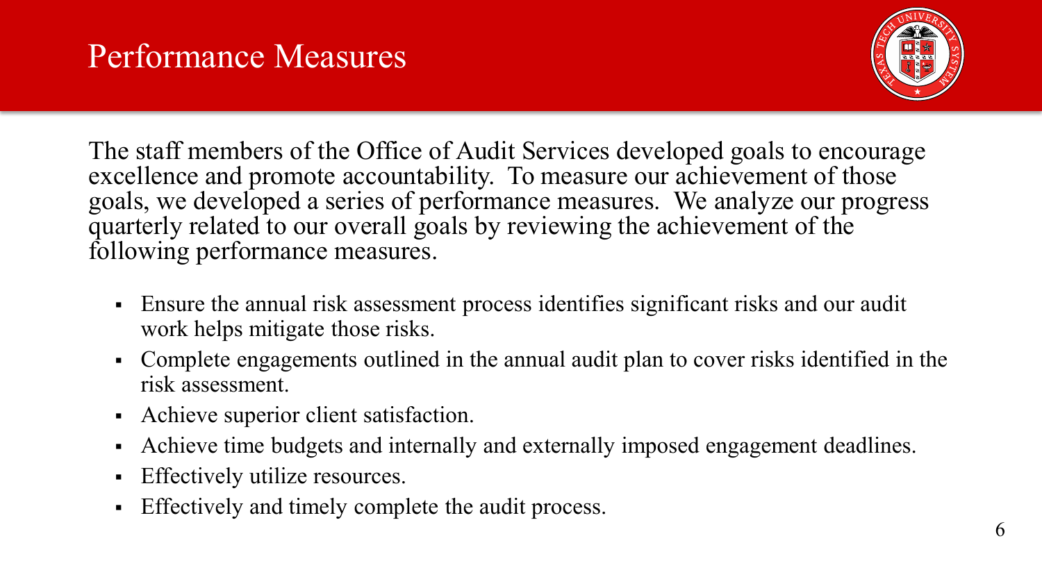# Performance Measures

The staff members of the Office of Audit Services developed goals to encourage excellence and promote accountability. To measure our achievement of those goals, we developed a series of performance measures. We analyze our progress quarterly related to our overall goals by reviewing the achievement of the following performance measures.

- Ensure the annual risk assessment process identifies significant risks and our audit work helps mitigate those risks.
- Complete engagements outlined in the annual audit plan to cover risks identified in the risk assessment.
- Achieve superior client satisfaction.
- Achieve time budgets and internally and externally imposed engagement deadlines.
- Effectively utilize resources.
- Effectively and timely complete the audit process.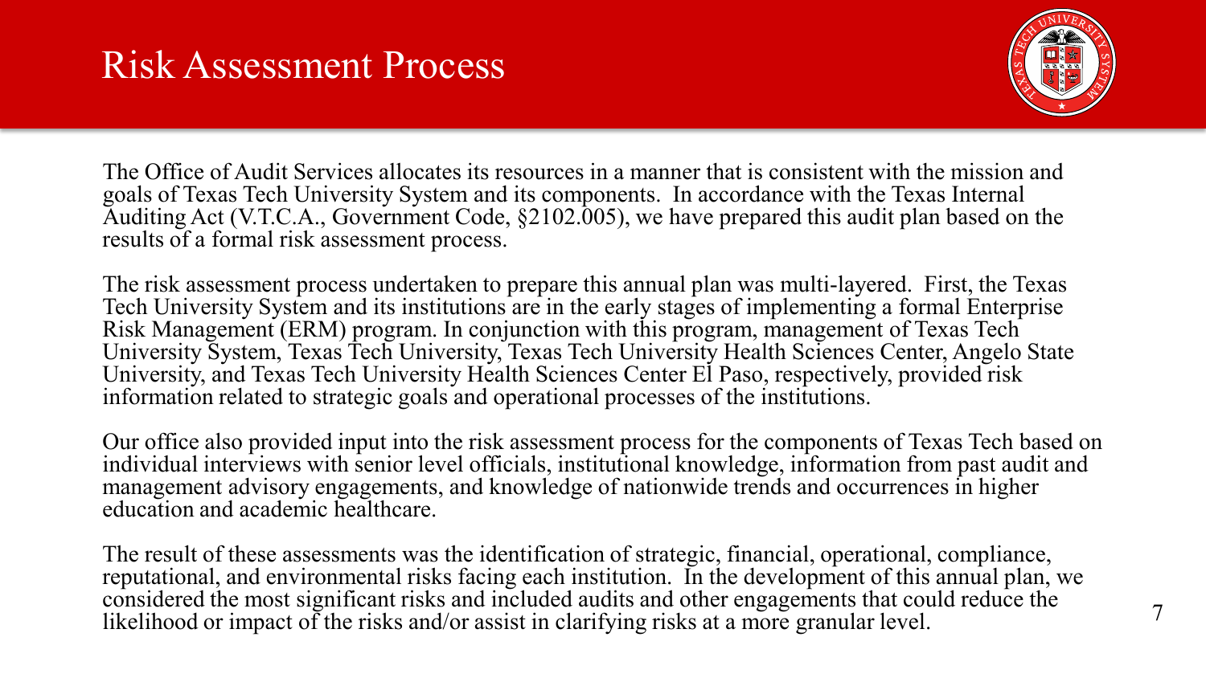# Risk Assessment Process

The Office of Audit Services allocates its resources in a manner that is consistent with the mission and goals of Texas Tech University System and its components. In accordance with the Texas Internal Auditing Act (V.T.C.A., Government Code, §2102.005), we have prepared this audit plan based on the results of a formal risk assessment process.

The risk assessment process undertaken to prepare this annual plan was multi-layered. First, the Texas Tech University System and its institutions are in the early stages of implementing a formal Enterprise Risk Management (ERM) program. In conjunction with this program, management of Texas Tech University System, Texas Tech University, Texas Tech University Health Sciences Center, Angelo State University, and Texas Tech University Health Sciences Center El Paso, respectively, provided risk information related to strategic goals and operational processes of the institutions.

Our office also provided input into the risk assessment process for the components of Texas Tech based on individual interviews with senior level officials, institutional knowledge, information from past audit and management advisory engagements, and knowledge of nationwide trends and occurrences in higher education and academic healthcare.

The result of these assessments was the identification of strategic, financial, operational, compliance, reputational, and environmental risks facing each institution. In the development of this annual plan, we considered the most significant risks and included audits and other engagements that could reduce the likelihood or impact of the risks and/or assist in clarifying risks at a more granular level.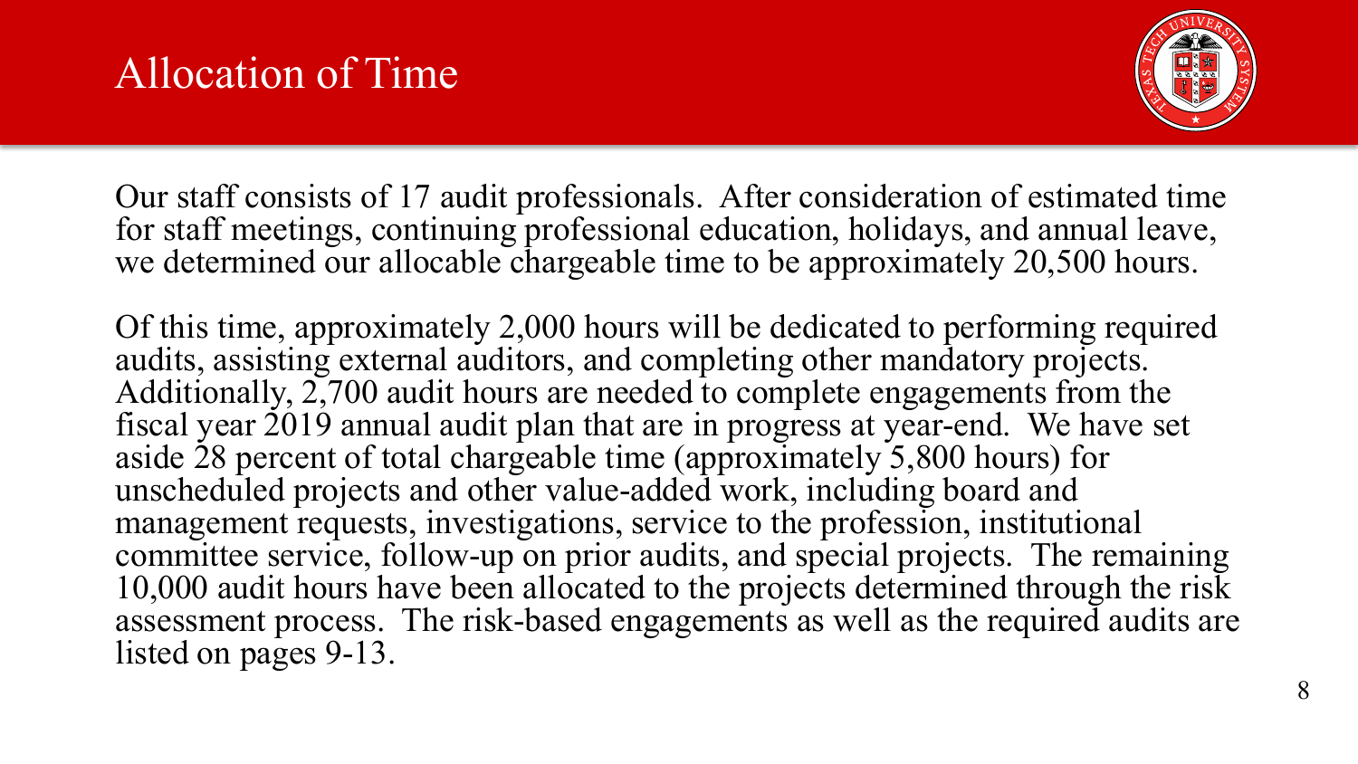# Allocation of Time

Our staff consists of 17 audit professionals. After consideration of estimated time for staff meetings, continuing professional education, holidays, and annual leave, we determined our allocable chargeable time to be approximately 20,500 hours.

Of this time, approximately 2,000 hours will be dedicated to performing required audits, assisting external auditors, and completing other mandatory projects. Additionally, 2,700 audit hours are needed to complete engagements from the fiscal year 2019 annual audit plan that are in progress at year-end. We have set aside 28 percent of total chargeable time (approximately 5,800 hours) for unscheduled projects and other value-added work, including board and management requests, investigations, service to the profession, institutional committee service, follow-up on prior audits, and special projects. The remaining 10,000 audit hours have been allocated to the projects determined through the risk assessment process. The risk-based engagements as well as the required audits are listed on pages 9-13.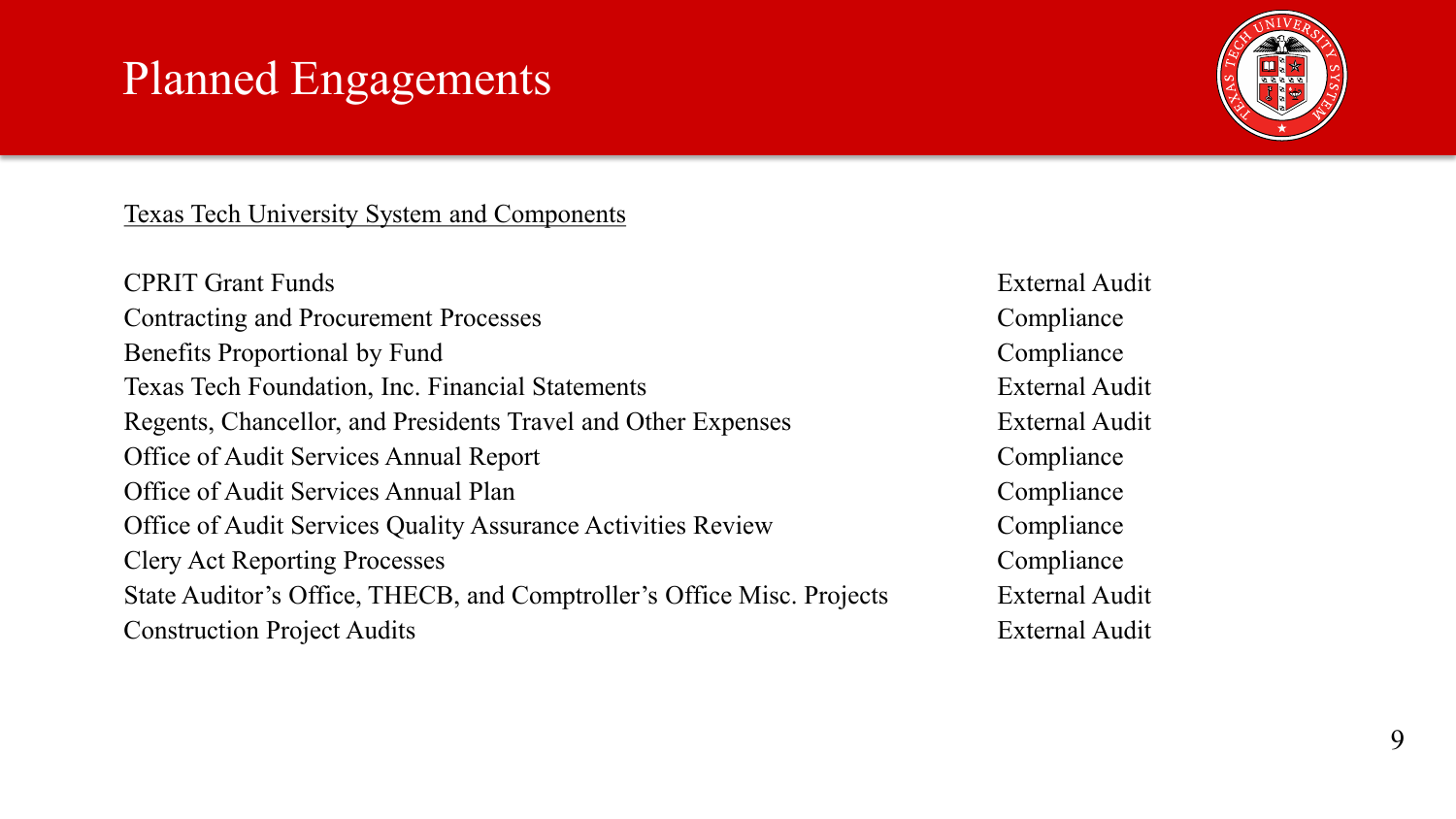# Planned Engagements

Texas Tech University System and Components

| | |
|---|---|
| CPRIT Grant Funds | External Audit |
| Contracting and Procurement Processes | Compliance |
| Benefits Proportional by Fund | Compliance |
| Texas Tech Foundation, Inc. Financial Statements | External Audit |
| Regents, Chancellor, and Presidents Travel and Other Expenses | External Audit |
| Office of Audit Services Annual Report | Compliance |
| Office of Audit Services Annual Plan | Compliance |
| Office of Audit Services Quality Assurance Activities Review | Compliance |
| Clery Act Reporting Processes | Compliance |
| State Auditor's Office, THECB, and Comptroller's Office Misc. Projects | External Audit |
| Construction Project Audits | External Audit |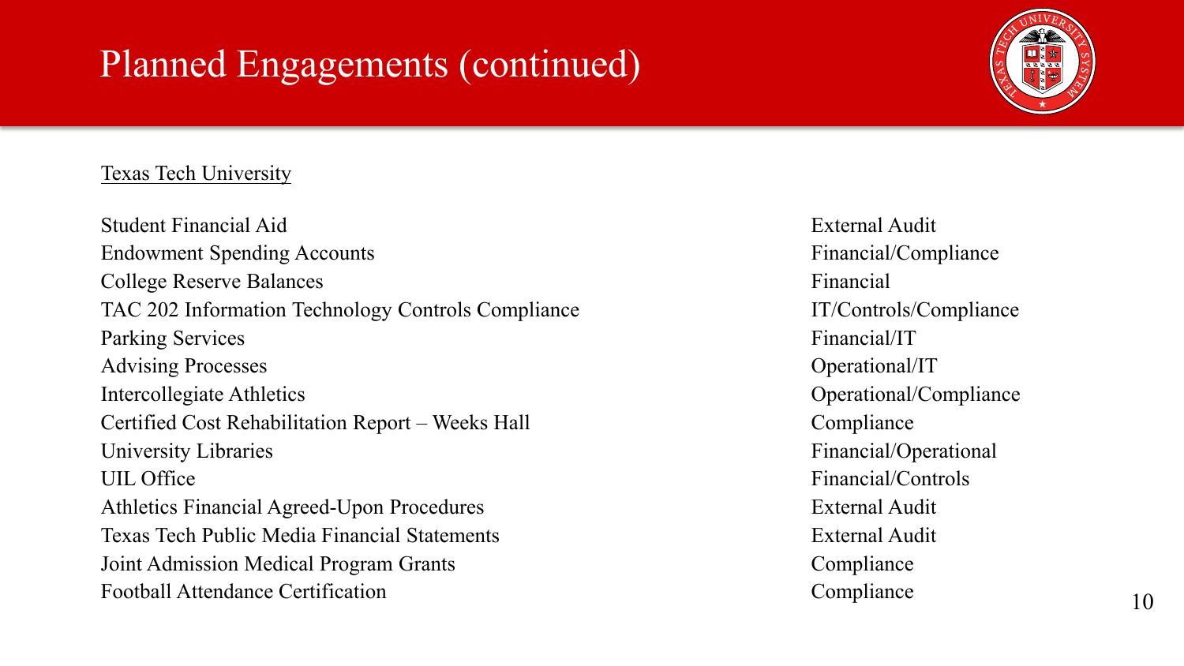# Planned Engagements (continued)

Texas Tech University

| Engagement | Type |
|---|---|
| Student Financial Aid | External Audit |
| Endowment Spending Accounts | Financial/Compliance |
| College Reserve Balances | Financial |
| TAC 202 Information Technology Controls Compliance | IT/Controls/Compliance |
| Parking Services | Financial/IT |
| Advising Processes | Operational/IT |
| Intercollegiate Athletics | Operational/Compliance |
| Certified Cost Rehabilitation Report – Weeks Hall | Compliance |
| University Libraries | Financial/Operational |
| UIL Office | Financial/Controls |
| Athletics Financial Agreed-Upon Procedures | External Audit |
| Texas Tech Public Media Financial Statements | External Audit |
| Joint Admission Medical Program Grants | Compliance |
| Football Attendance Certification | Compliance |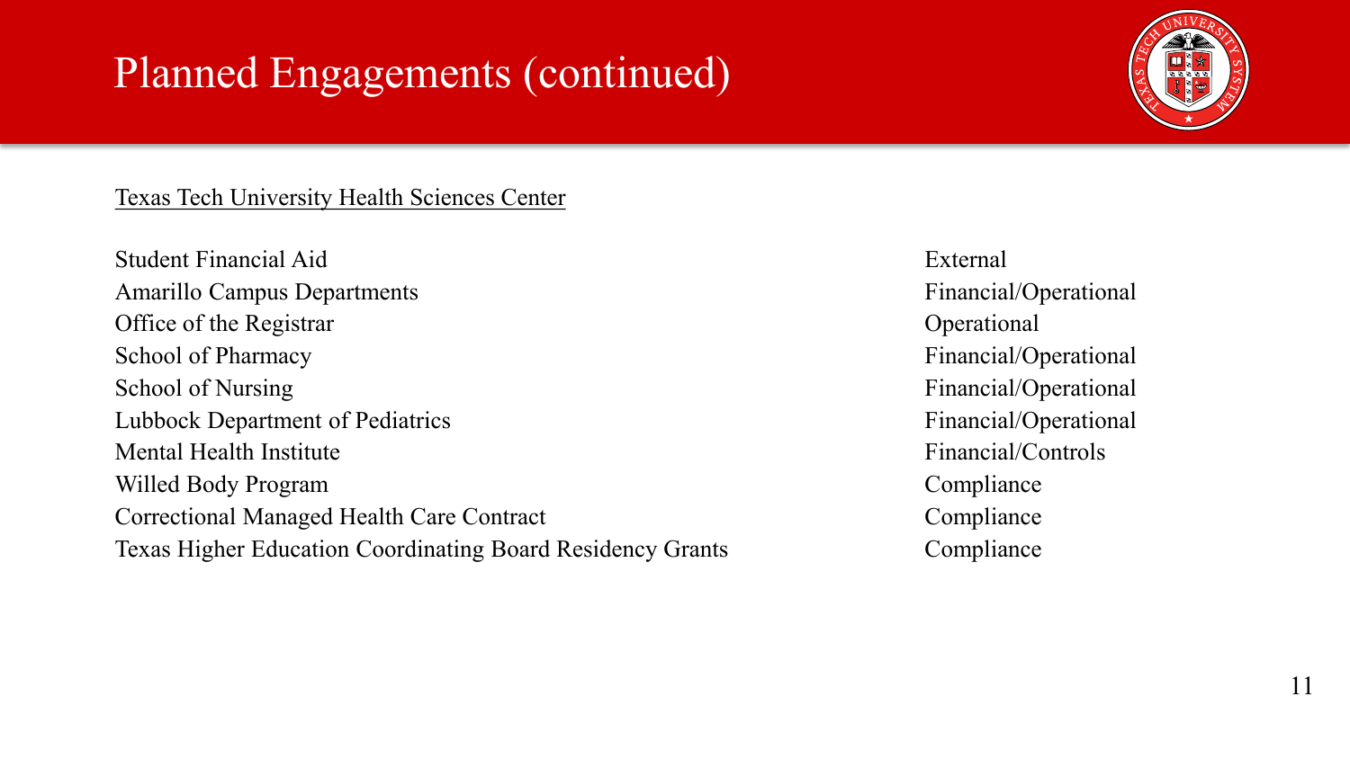# Planned Engagements (continued)

Texas Tech University Health Sciences Center

| | |
|---|---|
| Student Financial Aid | External |
| Amarillo Campus Departments | Financial/Operational |
| Office of the Registrar | Operational |
| School of Pharmacy | Financial/Operational |
| School of Nursing | Financial/Operational |
| Lubbock Department of Pediatrics | Financial/Operational |
| Mental Health Institute | Financial/Controls |
| Willed Body Program | Compliance |
| Correctional Managed Health Care Contract | Compliance |
| Texas Higher Education Coordinating Board Residency Grants | Compliance |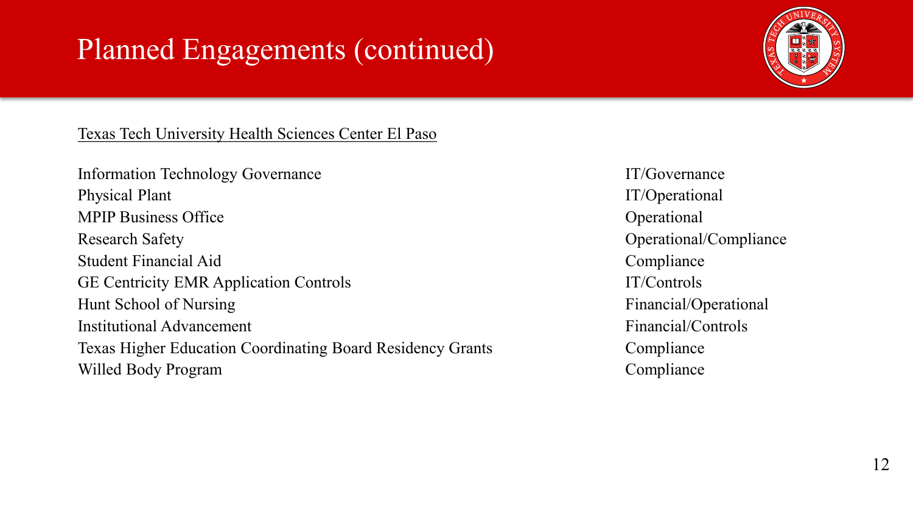# Planned Engagements (continued)

Texas Tech University Health Sciences Center El Paso

| Engagement | Type |
|---|---|
| Information Technology Governance | IT/Governance |
| Physical Plant | IT/Operational |
| MPIP Business Office | Operational |
| Research Safety | Operational/Compliance |
| Student Financial Aid | Compliance |
| GE Centricity EMR Application Controls | IT/Controls |
| Hunt School of Nursing | Financial/Operational |
| Institutional Advancement | Financial/Controls |
| Texas Higher Education Coordinating Board Residency Grants | Compliance |
| Willed Body Program | Compliance |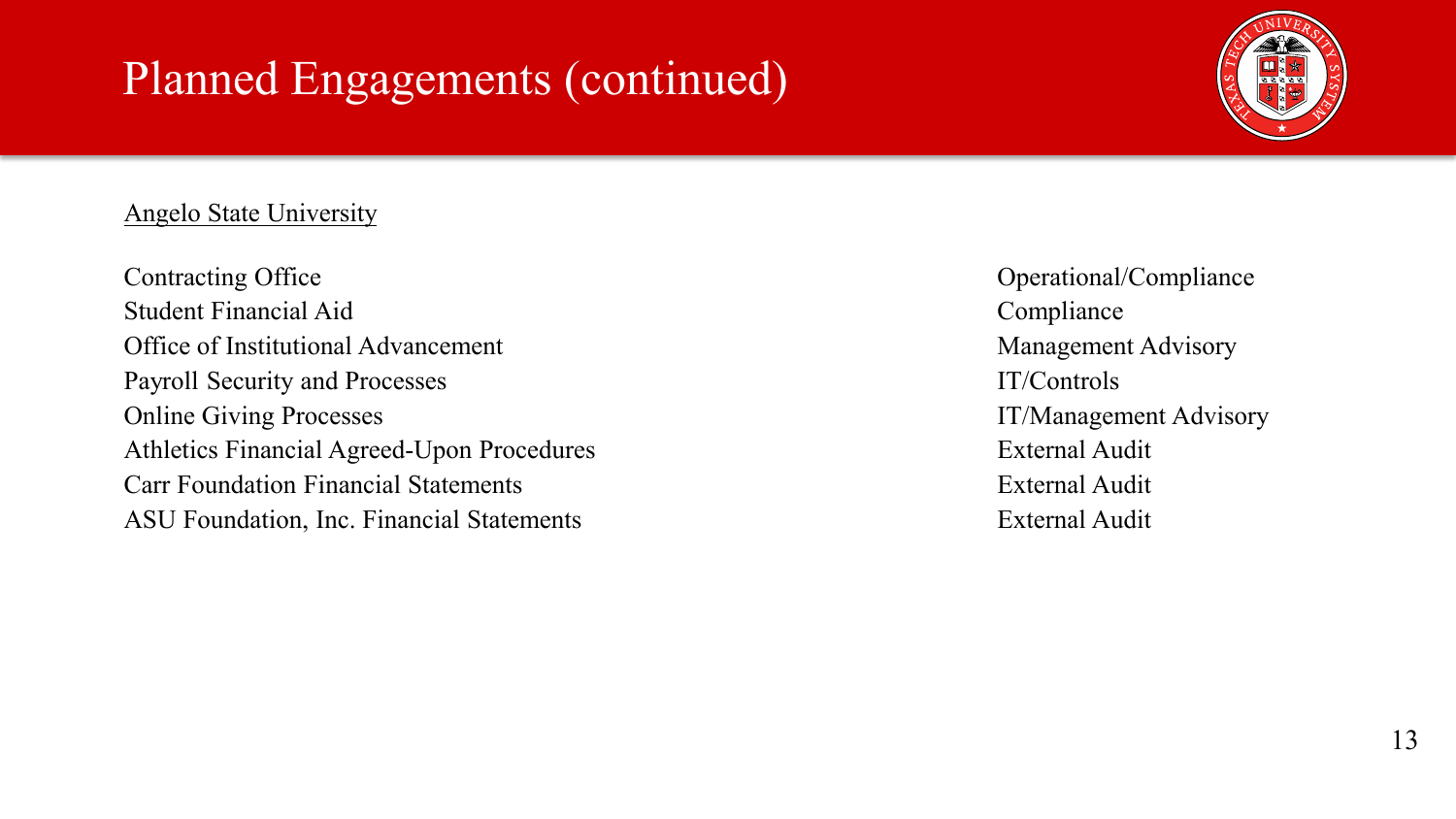# Planned Engagements (continued)

<u>Angelo State University</u>

| | |
|---|---|
| Contracting Office | Operational/Compliance |
| Student Financial Aid | Compliance |
| Office of Institutional Advancement | Management Advisory |
| Payroll Security and Processes | IT/Controls |
| Online Giving Processes | IT/Management Advisory |
| Athletics Financial Agreed-Upon Procedures | External Audit |
| Carr Foundation Financial Statements | External Audit |
| ASU Foundation, Inc. Financial Statements | External Audit |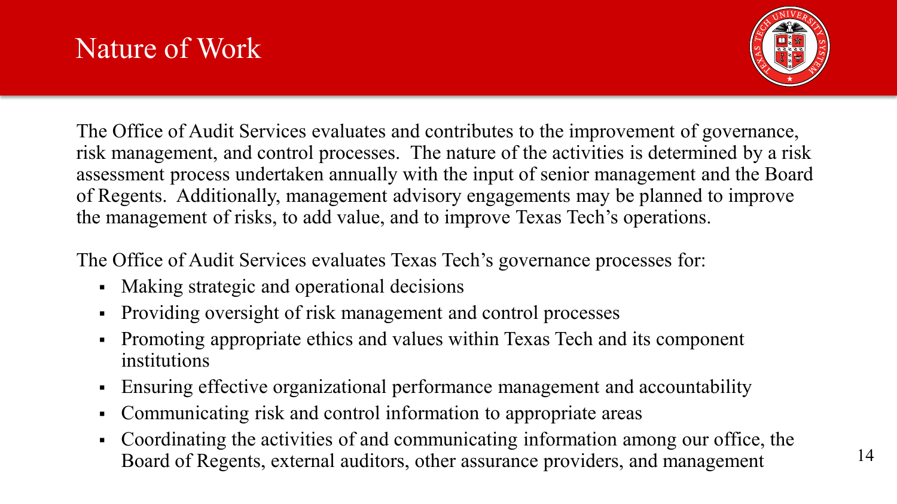# Nature of Work

The Office of Audit Services evaluates and contributes to the improvement of governance, risk management, and control processes. The nature of the activities is determined by a risk assessment process undertaken annually with the input of senior management and the Board of Regents. Additionally, management advisory engagements may be planned to improve the management of risks, to add value, and to improve Texas Tech's operations.

The Office of Audit Services evaluates Texas Tech's governance processes for:

- Making strategic and operational decisions
- Providing oversight of risk management and control processes
- Promoting appropriate ethics and values within Texas Tech and its component institutions
- Ensuring effective organizational performance management and accountability
- Communicating risk and control information to appropriate areas
- Coordinating the activities of and communicating information among our office, the Board of Regents, external auditors, other assurance providers, and management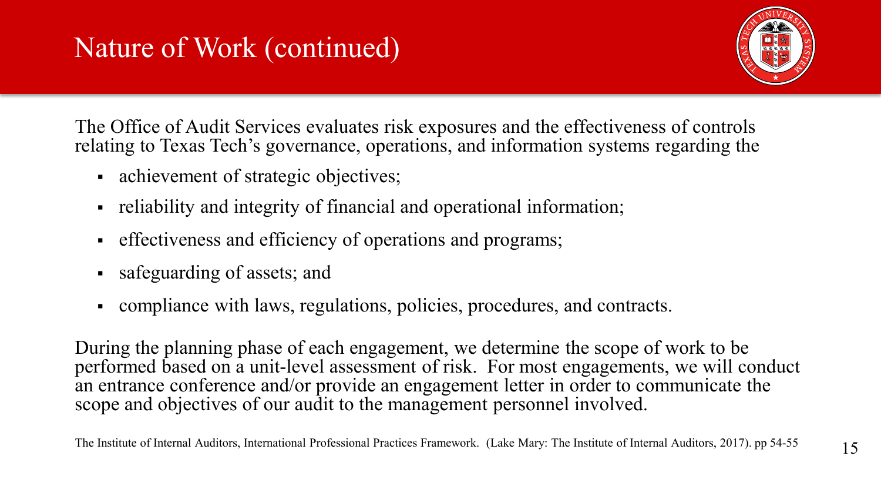# Nature of Work (continued)

The Office of Audit Services evaluates risk exposures and the effectiveness of controls relating to Texas Tech's governance, operations, and information systems regarding the

- achievement of strategic objectives;
- reliability and integrity of financial and operational information;
- effectiveness and efficiency of operations and programs;
- safeguarding of assets; and
- compliance with laws, regulations, policies, procedures, and contracts.

During the planning phase of each engagement, we determine the scope of work to be performed based on a unit-level assessment of risk. For most engagements, we will conduct an entrance conference and/or provide an engagement letter in order to communicate the scope and objectives of our audit to the management personnel involved.

The Institute of Internal Auditors, International Professional Practices Framework. (Lake Mary: The Institute of Internal Auditors, 2017). pp 54-55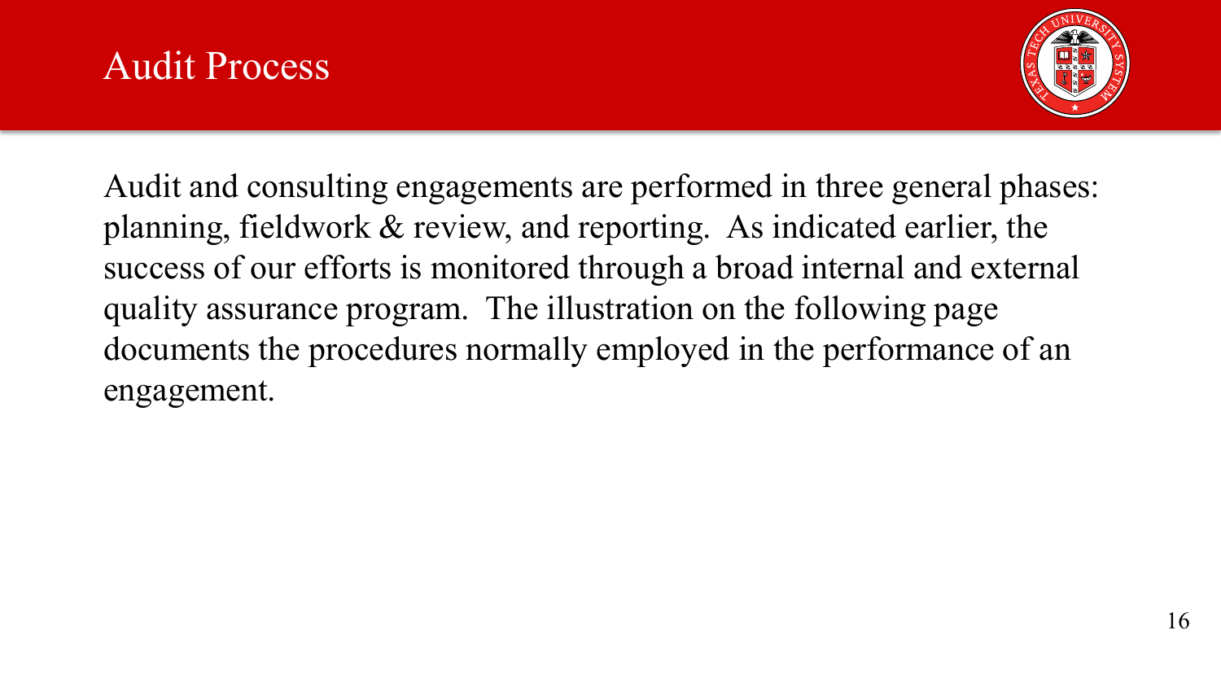# Audit Process

Audit and consulting engagements are performed in three general phases: planning, fieldwork & review, and reporting. As indicated earlier, the success of our efforts is monitored through a broad internal and external quality assurance program. The illustration on the following page documents the procedures normally employed in the performance of an engagement.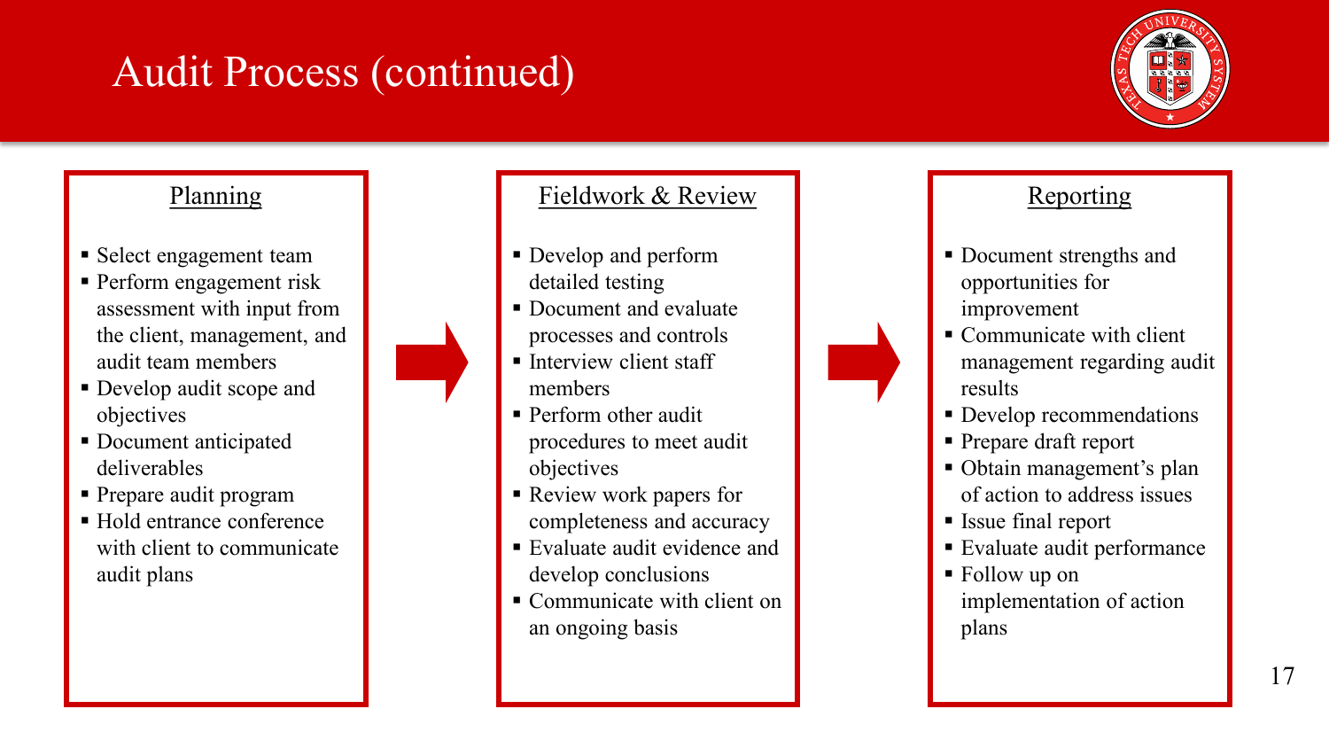# Audit Process (continued)

## Planning

- Select engagement team
- Perform engagement risk assessment with input from the client, management, and audit team members
- Develop audit scope and objectives
- Document anticipated deliverables
- Prepare audit program
- Hold entrance conference with client to communicate audit plans

## Fieldwork & Review

- Develop and perform detailed testing
- Document and evaluate processes and controls
- Interview client staff members
- Perform other audit procedures to meet audit objectives
- Review work papers for completeness and accuracy
- Evaluate audit evidence and develop conclusions
- Communicate with client on an ongoing basis

## Reporting

- Document strengths and opportunities for improvement
- Communicate with client management regarding audit results
- Develop recommendations
- Prepare draft report
- Obtain management's plan of action to address issues
- Issue final report
- Evaluate audit performance
- Follow up on implementation of action plans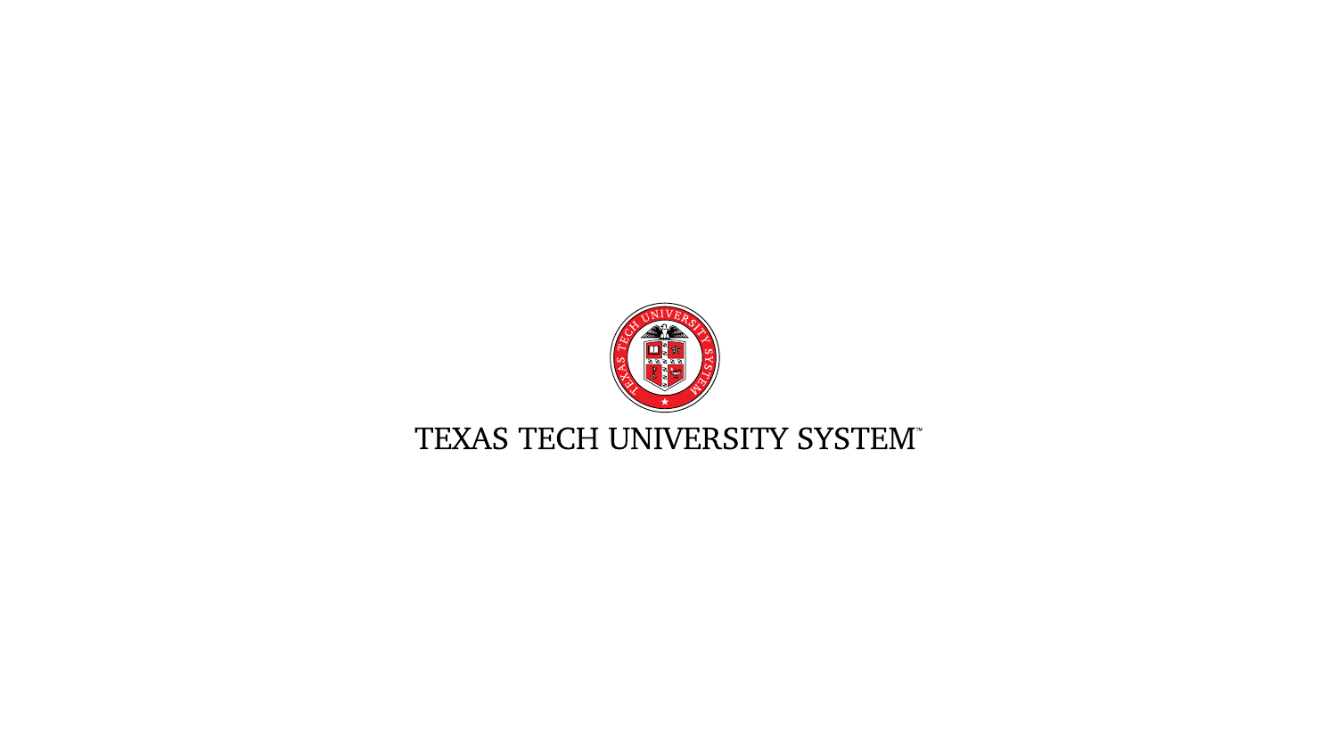TEXAS TECH UNIVERSITY SYSTEM™